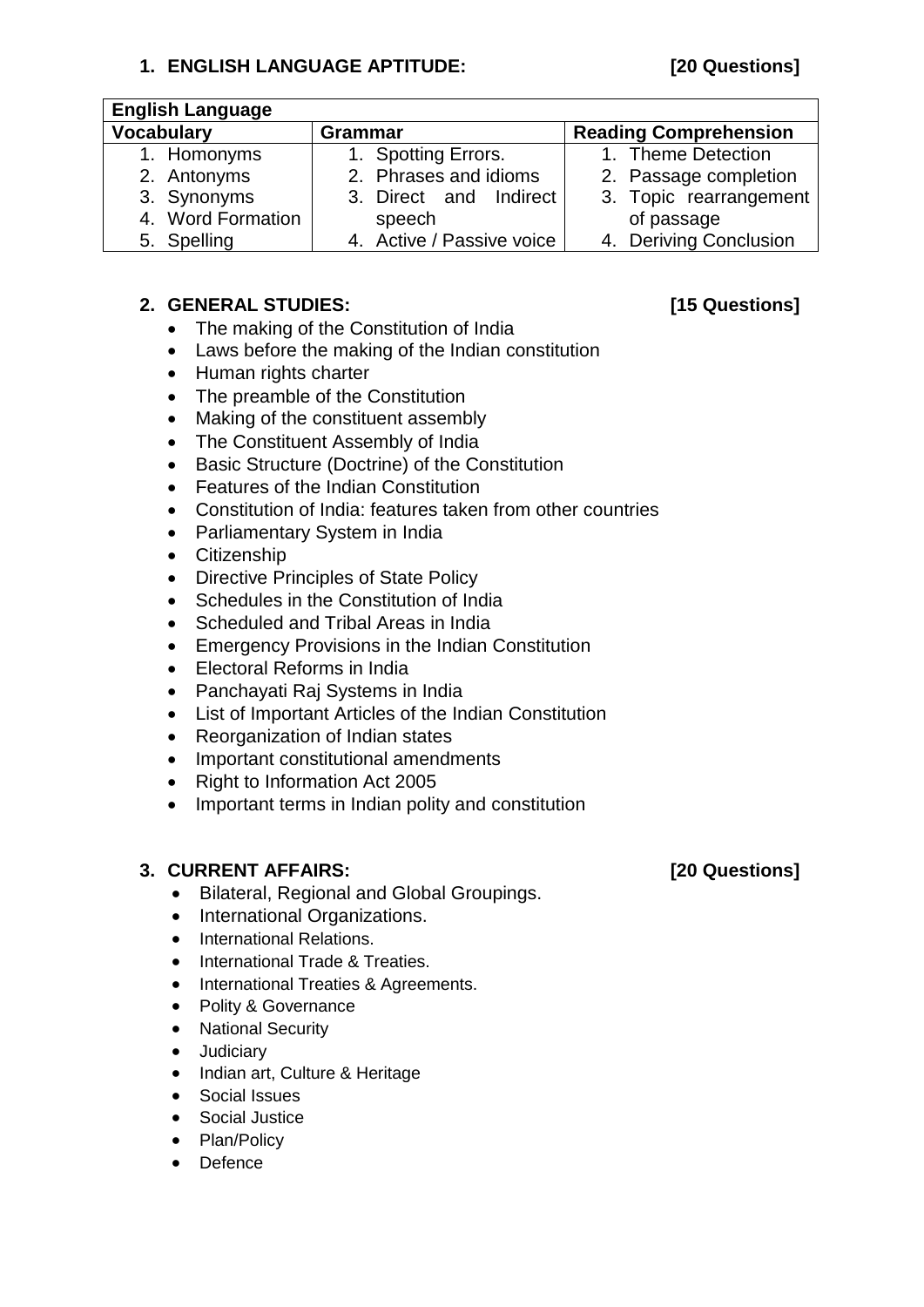1. **ENGLISH LANGUAGE APTITUDE: [20 Questions]**

| English Language | | |
|---|---|---|
| **Vocabulary** | **Grammar** | **Reading Comprehension** |
| 1. Homonyms<br>2. Antonyms<br>3. Synonyms<br>4. Word Formation<br>5. Spelling | 1. Spotting Errors.<br>2. Phrases and idioms<br>3. Direct and Indirect speech<br>4. Active / Passive voice | 1. Theme Detection<br>2. Passage completion<br>3. Topic rearrangement of passage<br>4. Deriving Conclusion |

2. **GENERAL STUDIES: [15 Questions]**
   - The making of the Constitution of India
   - Laws before the making of the Indian constitution
   - Human rights charter
   - The preamble of the Constitution
   - Making of the constituent assembly
   - The Constituent Assembly of India
   - Basic Structure (Doctrine) of the Constitution
   - Features of the Indian Constitution
   - Constitution of India: features taken from other countries
   - Parliamentary System in India
   - Citizenship
   - Directive Principles of State Policy
   - Schedules in the Constitution of India
   - Scheduled and Tribal Areas in India
   - Emergency Provisions in the Indian Constitution
   - Electoral Reforms in India
   - Panchayati Raj Systems in India
   - List of Important Articles of the Indian Constitution
   - Reorganization of Indian states
   - Important constitutional amendments
   - Right to Information Act 2005
   - Important terms in Indian polity and constitution

3. **CURRENT AFFAIRS: [20 Questions]**
   - Bilateral, Regional and Global Groupings.
   - International Organizations.
   - International Relations.
   - International Trade & Treaties.
   - International Treaties & Agreements.
   - Polity & Governance
   - National Security
   - Judiciary
   - Indian art, Culture & Heritage
   - Social Issues
   - Social Justice
   - Plan/Policy
   - Defence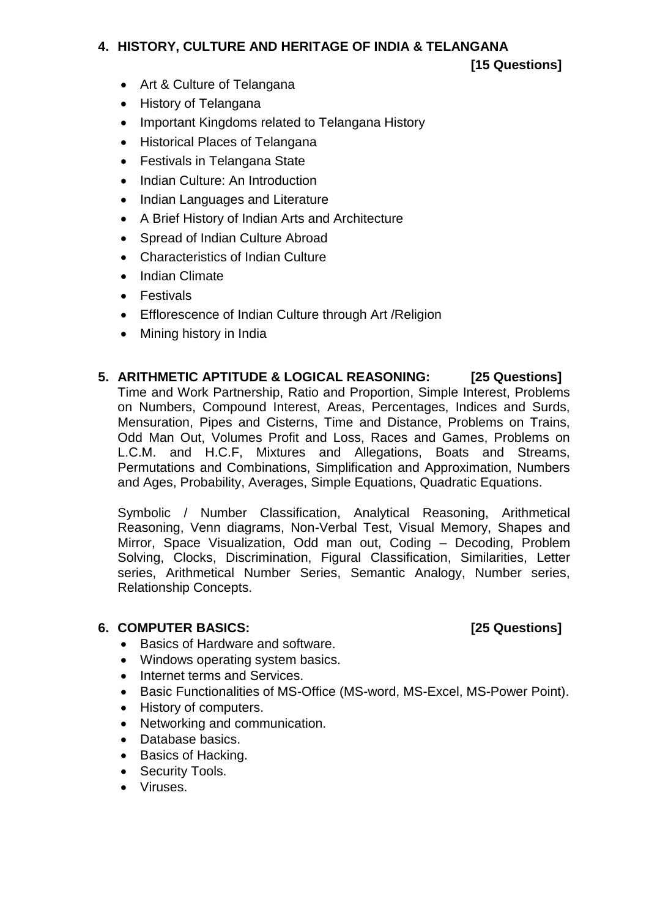## 4. HISTORY, CULTURE AND HERITAGE OF INDIA & TELANGANA [15 Questions]

- Art & Culture of Telangana
- History of Telangana
- Important Kingdoms related to Telangana History
- Historical Places of Telangana
- Festivals in Telangana State
- Indian Culture: An Introduction
- Indian Languages and Literature
- A Brief History of Indian Arts and Architecture
- Spread of Indian Culture Abroad
- Characteristics of Indian Culture
- Indian Climate
- Festivals
- Efflorescence of Indian Culture through Art /Religion
- Mining history in India

## 5. ARITHMETIC APTITUDE & LOGICAL REASONING: [25 Questions]

Time and Work Partnership, Ratio and Proportion, Simple Interest, Problems on Numbers, Compound Interest, Areas, Percentages, Indices and Surds, Mensuration, Pipes and Cisterns, Time and Distance, Problems on Trains, Odd Man Out, Volumes Profit and Loss, Races and Games, Problems on L.C.M. and H.C.F, Mixtures and Allegations, Boats and Streams, Permutations and Combinations, Simplification and Approximation, Numbers and Ages, Probability, Averages, Simple Equations, Quadratic Equations.

Symbolic / Number Classification, Analytical Reasoning, Arithmetical Reasoning, Venn diagrams, Non-Verbal Test, Visual Memory, Shapes and Mirror, Space Visualization, Odd man out, Coding – Decoding, Problem Solving, Clocks, Discrimination, Figural Classification, Similarities, Letter series, Arithmetical Number Series, Semantic Analogy, Number series, Relationship Concepts.

## 6. COMPUTER BASICS: [25 Questions]

- Basics of Hardware and software.
- Windows operating system basics.
- Internet terms and Services.
- Basic Functionalities of MS-Office (MS-word, MS-Excel, MS-Power Point).
- History of computers.
- Networking and communication.
- Database basics.
- Basics of Hacking.
- Security Tools.
- Viruses.